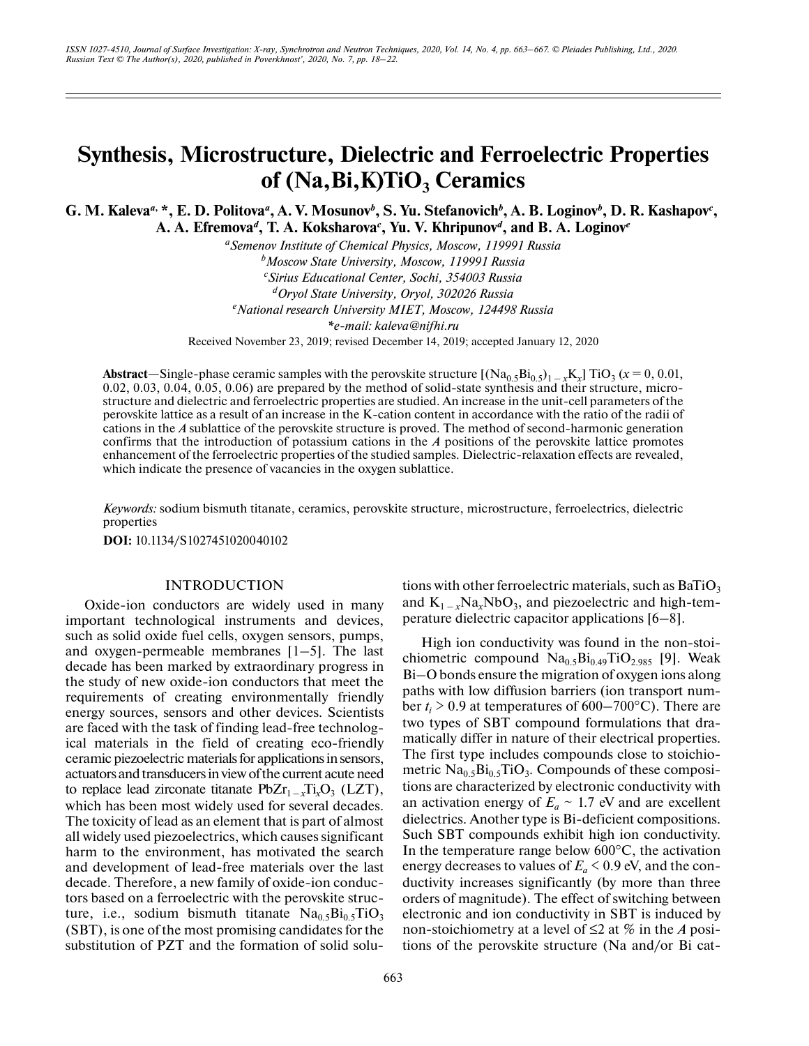# Synthesis, Microstructure, Dielectric and Ferroelectric Properties of (Na,Bi,K)$TiO_3$ Ceramics

**G. M. Kaleva[a], *, E. D. Politova[a], A. V. Mosunov[b], S. Yu. Stefanovich[b], A. B. Loginov[b], D. R. Kashapov[c], A. A. Efremova[d], T. A. Koksharova[c], Yu. V. Khripunov[d], and B. A. Loginov[e]**

[a]*Semenov Institute of Chemical Physics, Moscow, 119991 Russia*

[b]*Moscow State University, Moscow, 119991 Russia*

[c]*Sirius Educational Center, Sochi, 354003 Russia*

[d]*Oryol State University, Oryol, 302026 Russia*

[e]*National research University MIET, Moscow, 124498 Russia*

*\*e-mail: kaleva@nifhi.ru*

Received November 23, 2019; revised December 14, 2019; accepted January 12, 2020

**Abstract**—Single-phase ceramic samples with the perovskite structure $[(Na_{0.5}Bi_{0.5})_{1-x}K_x]TiO_3$ ($x$ = 0, 0.01, 0.02, 0.03, 0.04, 0.05, 0.06) are prepared by the method of solid-state synthesis and their structure, microstructure and dielectric and ferroelectric properties are studied. An increase in the unit-cell parameters of the perovskite lattice as a result of an increase in the K-cation content in accordance with the ratio of the radii of cations in the *A* sublattice of the perovskite structure is proved. The method of second-harmonic generation confirms that the introduction of potassium cations in the *A* positions of the perovskite lattice promotes enhancement of the ferroelectric properties of the studied samples. Dielectric-relaxation effects are revealed, which indicate the presence of vacancies in the oxygen sublattice.

*Keywords:* sodium bismuth titanate, ceramics, perovskite structure, microstructure, ferroelectrics, dielectric properties

**DOI:** 10.1134/S1027451020040102

## INTRODUCTION

Oxide-ion conductors are widely used in many important technological instruments and devices, such as solid oxide fuel cells, oxygen sensors, pumps, and oxygen-permeable membranes [1–5]. The last decade has been marked by extraordinary progress in the study of new oxide-ion conductors that meet the requirements of creating environmentally friendly energy sources, sensors and other devices. Scientists are faced with the task of finding lead-free technological materials in the field of creating eco-friendly ceramic piezoelectric materials for applications in sensors, actuators and transducers in view of the current acute need to replace lead zirconate titanate $PbZr_{1-x}Ti_xO_3$ (LZT), which has been most widely used for several decades. The toxicity of lead as an element that is part of almost all widely used piezoelectrics, which causes significant harm to the environment, has motivated the search and development of lead-free materials over the last decade. Therefore, a new family of oxide-ion conductors based on a ferroelectric with the perovskite structure, i.e., sodium bismuth titanate $Na_{0.5}Bi_{0.5}TiO_3$ (SBT), is one of the most promising candidates for the substitution of PZT and the formation of solid solutions with other ferroelectric materials, such as $BaTiO_3$ and $K_{1-x}Na_xNbO_3$, and piezoelectric and high-temperature dielectric capacitor applications [6–8].

High ion conductivity was found in the non-stoichiometric compound $Na_{0.5}Bi_{0.49}TiO_{2.985}$ [9]. Weak Bi–O bonds ensure the migration of oxygen ions along paths with low diffusion barriers (ion transport number $t_i > 0.9$ at temperatures of 600–700°C). There are two types of SBT compound formulations that dramatically differ in nature of their electrical properties. The first type includes compounds close to stoichiometric $Na_{0.5}Bi_{0.5}TiO_3$. Compounds of these compositions are characterized by electronic conductivity with an activation energy of $E_a \sim 1.7$ eV and are excellent dielectrics. Another type is Bi-deficient compositions. Such SBT compounds exhibit high ion conductivity. In the temperature range below 600°C, the activation energy decreases to values of $E_a < 0.9$ eV, and the conductivity increases significantly (by more than three orders of magnitude). The effect of switching between electronic and ion conductivity in SBT is induced by non-stoichiometry at a level of ≤2 at % in the *A* positions of the perovskite structure (Na and/or Bi cat-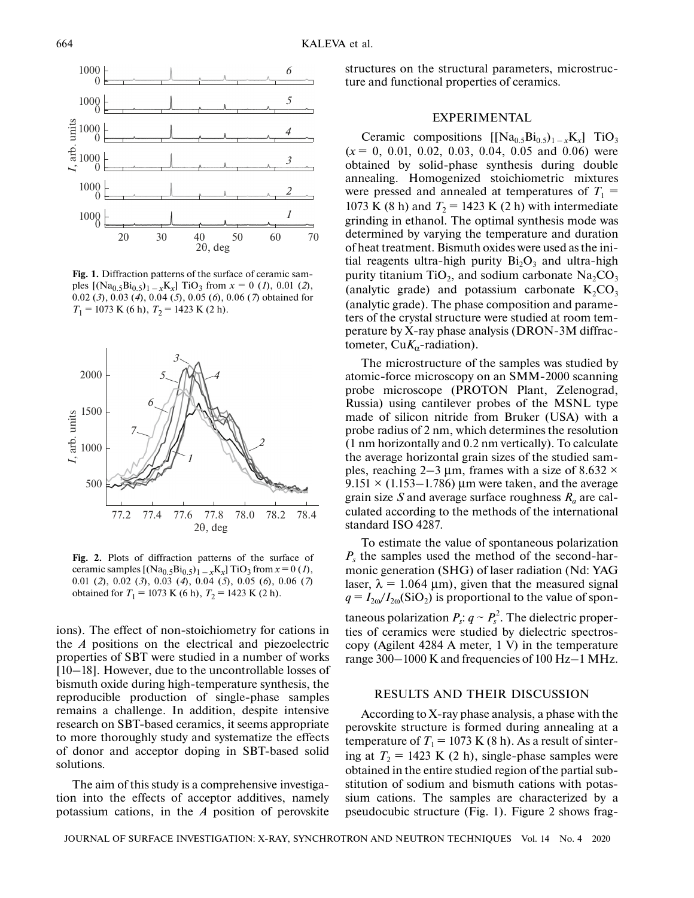Fig. 1. Diffraction patterns of the surface of ceramic samples $[(Na_{0.5}Bi_{0.5})_{1-x}K_x]$ $TiO_3$ from $x$ = 0 (*1*), 0.01 (*2*), 0.02 (*3*), 0.03 (*4*), 0.04 (*5*), 0.05 (*6*), 0.06 (*7*) obtained for $T_1$ = 1073 K (6 h), $T_2$ = 1423 K (2 h).

Fig. 2. Plots of diffraction patterns of the surface of ceramic samples $[(Na_{0.5}Bi_{0.5})_{1-x}K_x]$ $TiO_3$ from $x$ = 0 (*1*), 0.01 (*2*), 0.02 (*3*), 0.03 (*4*), 0.04 (*5*), 0.05 (*6*), 0.06 (*7*) obtained for $T_1$ = 1073 K (6 h), $T_2$ = 1423 K (2 h).

ions). The effect of non-stoichiometry for cations in the *A* positions on the electrical and piezoelectric properties of SBT were studied in a number of works [10–18]. However, due to the uncontrollable losses of bismuth oxide during high-temperature synthesis, the reproducible production of single-phase samples remains a challenge. In addition, despite intensive research on SBT-based ceramics, it seems appropriate to more thoroughly study and systematize the effects of donor and acceptor doping in SBT-based solid solutions.

The aim of this study is a comprehensive investigation into the effects of acceptor additives, namely potassium cations, in the *A* position of perovskite structures on the structural parameters, microstructure and functional properties of ceramics.

## EXPERIMENTAL

Ceramic compositions $[[Na_{0.5}Bi_{0.5})_{1-x}K_x]$ $TiO_3$ ($x$ = 0, 0.01, 0.02, 0.03, 0.04, 0.05 and 0.06) were obtained by solid-phase synthesis during double annealing. Homogenized stoichiometric mixtures were pressed and annealed at temperatures of $T_1$ = 1073 K (8 h) and $T_2$ = 1423 K (2 h) with intermediate grinding in ethanol. The optimal synthesis mode was determined by varying the temperature and duration of heat treatment. Bismuth oxides were used as the initial reagents ultra-high purity $Bi_2O_3$ and ultra-high purity titanium $TiO_2$, and sodium carbonate $Na_2CO_3$ (analytic grade) and potassium carbonate $K_2CO_3$ (analytic grade). The phase composition and parameters of the crystal structure were studied at room temperature by X-ray phase analysis (DRON-3M diffractometer, Cu$K_\alpha$-radiation).

The microstructure of the samples was studied by atomic-force microscopy on an SMM-2000 scanning probe microscope (PROTON Plant, Zelenograd, Russia) using cantilever probes of the MSNL type made of silicon nitride from Bruker (USA) with a probe radius of 2 nm, which determines the resolution (1 nm horizontally and 0.2 nm vertically). To calculate the average horizontal grain sizes of the studied samples, reaching 2–3 μm, frames with a size of 8.632 × 9.151 × (1.153–1.786) μm were taken, and the average grain size *S* and average surface roughness $R_a$ are calculated according to the methods of the international standard ISO 4287.

To estimate the value of spontaneous polarization $P_s$ the samples used the method of the second-harmonic generation (SHG) of laser radiation (Nd: YAG laser, λ = 1.064 μm), given that the measured signal $q = I_{2\omega}/I_{2\omega}(SiO_2)$ is proportional to the value of spontaneous polarization $P_s$: $q \sim P_s^2$. The dielectric properties of ceramics were studied by dielectric spectroscopy (Agilent 4284 A meter, 1 V) in the temperature range 300–1000 K and frequencies of 100 Hz–1 MHz.

## RESULTS AND THEIR DISCUSSION

According to X-ray phase analysis, a phase with the perovskite structure is formed during annealing at a temperature of $T_1$ = 1073 K (8 h). As a result of sintering at $T_2$ = 1423 K (2 h), single-phase samples were obtained in the entire studied region of the partial substitution of sodium and bismuth cations with potassium cations. The samples are characterized by a pseudocubic structure (Fig. 1). Figure 2 shows frag-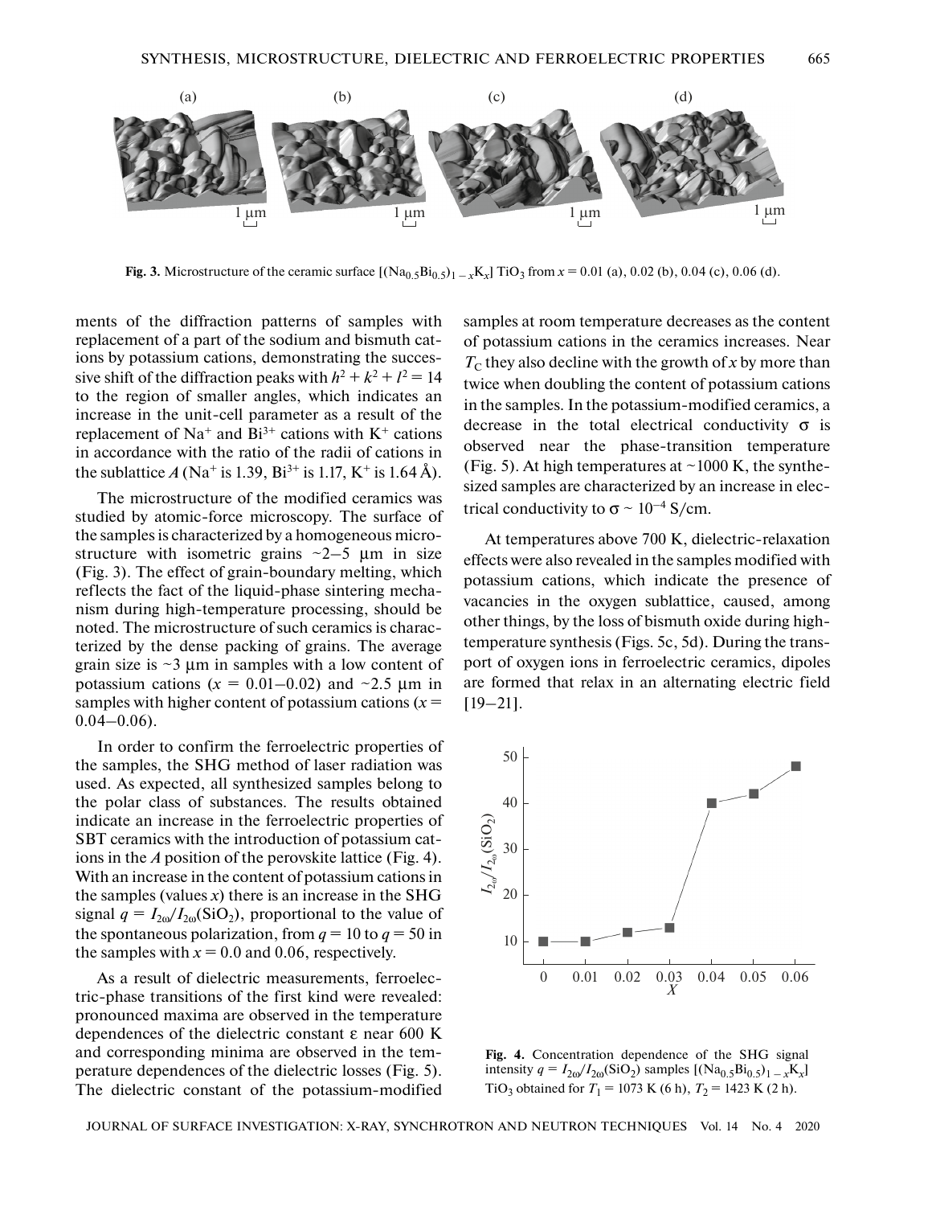Fig. 3. Microstructure of the ceramic surface $[(Na_{0.5}Bi_{0.5})_{1-x}K_x]TiO_3$ from $x$ = 0.01 (a), 0.02 (b), 0.04 (c), 0.06 (d).

ments of the diffraction patterns of samples with replacement of a part of the sodium and bismuth cations by potassium cations, demonstrating the successive shift of the diffraction peaks with $h^2 + k^2 + l^2 = 14$ to the region of smaller angles, which indicates an increase in the unit-cell parameter as a result of the replacement of $Na^+$ and $Bi^{3+}$ cations with $K^+$ cations in accordance with the ratio of the radii of cations in the sublattice $A$ ($Na^+$ is 1.39, $Bi^{3+}$ is 1.17, $K^+$ is 1.64 Å).

The microstructure of the modified ceramics was studied by atomic-force microscopy. The surface of the samples is characterized by a homogeneous microstructure with isometric grains ~2–5 μm in size (Fig. 3). The effect of grain-boundary melting, which reflects the fact of the liquid-phase sintering mechanism during high-temperature processing, should be noted. The microstructure of such ceramics is characterized by the dense packing of grains. The average grain size is ~3 μm in samples with a low content of potassium cations ($x$ = 0.01–0.02) and ~2.5 μm in samples with higher content of potassium cations ($x$ = 0.04–0.06).

In order to confirm the ferroelectric properties of the samples, the SHG method of laser radiation was used. As expected, all synthesized samples belong to the polar class of substances. The results obtained indicate an increase in the ferroelectric properties of SBT ceramics with the introduction of potassium cations in the $A$ position of the perovskite lattice (Fig. 4). With an increase in the content of potassium cations in the samples (values $x$) there is an increase in the SHG signal $q = I_{2\omega}/I_{2\omega}(SiO_2)$, proportional to the value of the spontaneous polarization, from $q = 10$ to $q = 50$ in the samples with $x$ = 0.0 and 0.06, respectively.

As a result of dielectric measurements, ferroelectric-phase transitions of the first kind were revealed: pronounced maxima are observed in the temperature dependences of the dielectric constant ε near 600 K and corresponding minima are observed in the temperature dependences of the dielectric losses (Fig. 5). The dielectric constant of the potassium-modified samples at room temperature decreases as the content of potassium cations in the ceramics increases. Near $T_C$ they also decline with the growth of $x$ by more than twice when doubling the content of potassium cations in the samples. In the potassium-modified ceramics, a decrease in the total electrical conductivity σ is observed near the phase-transition temperature (Fig. 5). At high temperatures at ~1000 K, the synthesized samples are characterized by an increase in electrical conductivity to $\sigma \sim 10^{-4}$ S/cm.

At temperatures above 700 K, dielectric-relaxation effects were also revealed in the samples modified with potassium cations, which indicate the presence of vacancies in the oxygen sublattice, caused, among other things, by the loss of bismuth oxide during high-temperature synthesis (Figs. 5c, 5d). During the transport of oxygen ions in ferroelectric ceramics, dipoles are formed that relax in an alternating electric field [19–21].

Fig. 4. Concentration dependence of the SHG signal intensity $q = I_{2\omega}/I_{2\omega}(SiO_2)$ samples $[(Na_{0.5}Bi_{0.5})_{1-x}K_x]TiO_3$ obtained for $T_1$ = 1073 K (6 h), $T_2$ = 1423 K (2 h).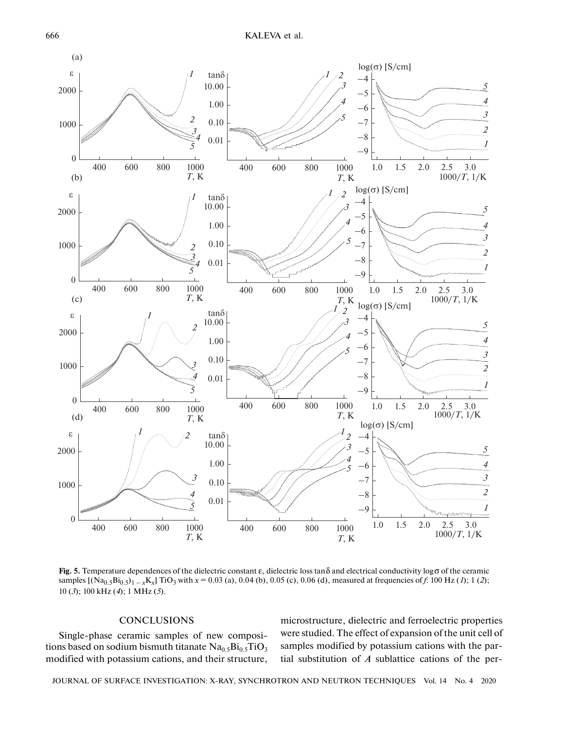**Fig. 5.** Temperature dependences of the dielectric constant ε, dielectric loss tanδ and electrical conductivity logσ of the ceramic samples $[(Na_{0.5}Bi_{0.5})_{1-x}K_x]TiO_3$ with $x = 0.03$ (a), 0.04 (b), 0.05 (c), 0.06 (d), measured at frequencies of *f*: 100 Hz (*1*); 1 (*2*); 10 (*3*); 100 kHz (*4*); 1 MHz (*5*).

## CONCLUSIONS

Single-phase ceramic samples of new compositions based on sodium bismuth titanate $Na_{0.5}Bi_{0.5}TiO_3$ modified with potassium cations, and their structure, microstructure, dielectric and ferroelectric properties were studied. The effect of expansion of the unit cell of samples modified by potassium cations with the partial substitution of *A* sublattice cations of the per-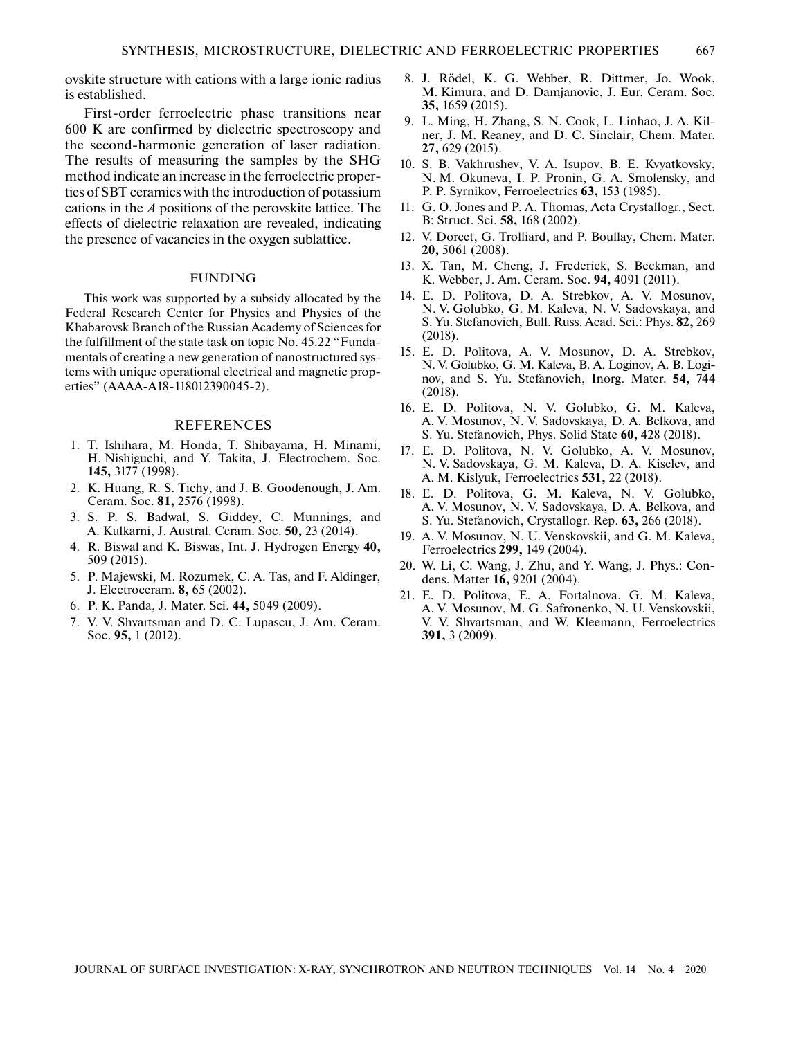ovskite structure with cations with a large ionic radius is established.

First-order ferroelectric phase transitions near 600 K are confirmed by dielectric spectroscopy and the second-harmonic generation of laser radiation. The results of measuring the samples by the SHG method indicate an increase in the ferroelectric properties of SBT ceramics with the introduction of potassium cations in the *A* positions of the perovskite lattice. The effects of dielectric relaxation are revealed, indicating the presence of vacancies in the oxygen sublattice.

## FUNDING

This work was supported by a subsidy allocated by the Federal Research Center for Physics and Physics of the Khabarovsk Branch of the Russian Academy of Sciences for the fulfillment of the state task on topic No. 45.22 "Fundamentals of creating a new generation of nanostructured systems with unique operational electrical and magnetic properties" (AAAA-A18-118012390045-2).

## REFERENCES

1. T. Ishihara, M. Honda, T. Shibayama, H. Minami, H. Nishiguchi, and Y. Takita, J. Electrochem. Soc. **145,** 3177 (1998).
2. K. Huang, R. S. Tichy, and J. B. Goodenough, J. Am. Ceram. Soc. **81,** 2576 (1998).
3. S. P. S. Badwal, S. Giddey, C. Munnings, and A. Kulkarni, J. Austral. Ceram. Soc. **50,** 23 (2014).
4. R. Biswal and K. Biswas, Int. J. Hydrogen Energy **40,** 509 (2015).
5. P. Majewski, M. Rozumek, C. A. Tas, and F. Aldinger, J. Electroceram. **8,** 65 (2002).
6. P. K. Panda, J. Mater. Sci. **44,** 5049 (2009).
7. V. V. Shvartsman and D. C. Lupascu, J. Am. Ceram. Soc. **95,** 1 (2012).
8. J. Rödel, K. G. Webber, R. Dittmer, Jo. Wook, M. Kimura, and D. Damjanovic, J. Eur. Ceram. Soc. **35,** 1659 (2015).
9. L. Ming, H. Zhang, S. N. Cook, L. Linhao, J. A. Kilner, J. M. Reaney, and D. C. Sinclair, Chem. Mater. **27,** 629 (2015).
10. S. B. Vakhrushev, V. A. Isupov, B. E. Kvyatkovsky, N. M. Okuneva, I. P. Pronin, G. A. Smolensky, and P. P. Syrnikov, Ferroelectrics **63,** 153 (1985).
11. G. O. Jones and P. A. Thomas, Acta Crystallogr., Sect. B: Struct. Sci. **58,** 168 (2002).
12. V. Dorcet, G. Trolliard, and P. Boullay, Chem. Mater. **20,** 5061 (2008).
13. X. Tan, M. Cheng, J. Frederick, S. Beckman, and K. Webber, J. Am. Ceram. Soc. **94,** 4091 (2011).
14. E. D. Politova, D. A. Strebkov, A. V. Mosunov, N. V. Golubko, G. M. Kaleva, N. V. Sadovskaya, and S. Yu. Stefanovich, Bull. Russ. Acad. Sci.: Phys. **82,** 269 (2018).
15. E. D. Politova, A. V. Mosunov, D. A. Strebkov, N. V. Golubko, G. M. Kaleva, B. A. Loginov, A. B. Loginov, and S. Yu. Stefanovich, Inorg. Mater. **54,** 744 (2018).
16. E. D. Politova, N. V. Golubko, G. M. Kaleva, A. V. Mosunov, N. V. Sadovskaya, D. A. Belkova, and S. Yu. Stefanovich, Phys. Solid State **60,** 428 (2018).
17. E. D. Politova, N. V. Golubko, A. V. Mosunov, N. V. Sadovskaya, G. M. Kaleva, D. A. Kiselev, and A. M. Kislyuk, Ferroelectrics **531,** 22 (2018).
18. E. D. Politova, G. M. Kaleva, N. V. Golubko, A. V. Mosunov, N. V. Sadovskaya, D. A. Belkova, and S. Yu. Stefanovich, Crystallogr. Rep. **63,** 266 (2018).
19. A. V. Mosunov, N. U. Venskovskii, and G. M. Kaleva, Ferroelectrics **299,** 149 (2004).
20. W. Li, C. Wang, J. Zhu, and Y. Wang, J. Phys.: Condens. Matter **16,** 9201 (2004).
21. E. D. Politova, E. A. Fortalnova, G. M. Kaleva, A. V. Mosunov, M. G. Safronenko, N. U. Venskovskii, V. V. Shvartsman, and W. Kleemann, Ferroelectrics **391,** 3 (2009).